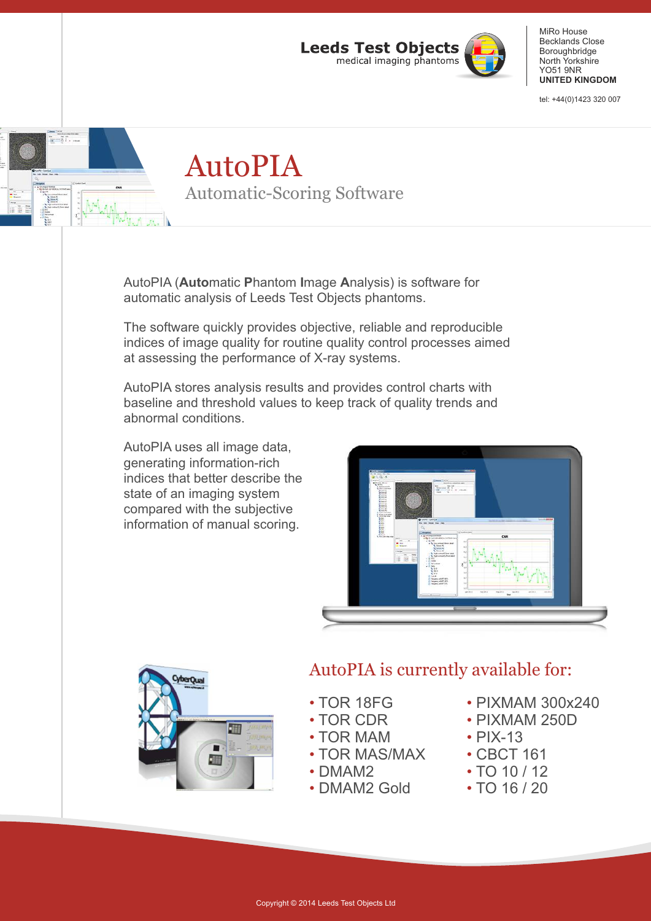Leeds Test Objects
medical imaging phantoms

MiRo House
Becklands Close
Boroughbridge
North Yorkshire
YO51 9NR
**UNITED KINGDOM**

tel: +44(0)1423 320 007

# AutoPIA

## Automatic-Scoring Software

AutoPIA (**Auto**matic **P**hantom **I**mage **A**nalysis) is software for automatic analysis of Leeds Test Objects phantoms.

The software quickly provides objective, reliable and reproducible indices of image quality for routine quality control processes aimed at assessing the performance of X-ray systems.

AutoPIA stores analysis results and provides control charts with baseline and threshold values to keep track of quality trends and abnormal conditions.

AutoPIA uses all image data, generating information-rich indices that better describe the state of an imaging system compared with the subjective information of manual scoring.

## AutoPIA is currently available for:

- TOR 18FG
- TOR CDR
- TOR MAM
- TOR MAS/MAX
- DMAM2
- DMAM2 Gold
- PIXMAM 300x240
- PIXMAM 250D
- PIX-13
- CBCT 161
- TO 10 / 12
- TO 16 / 20

Copyright © 2014 Leeds Test Objects Ltd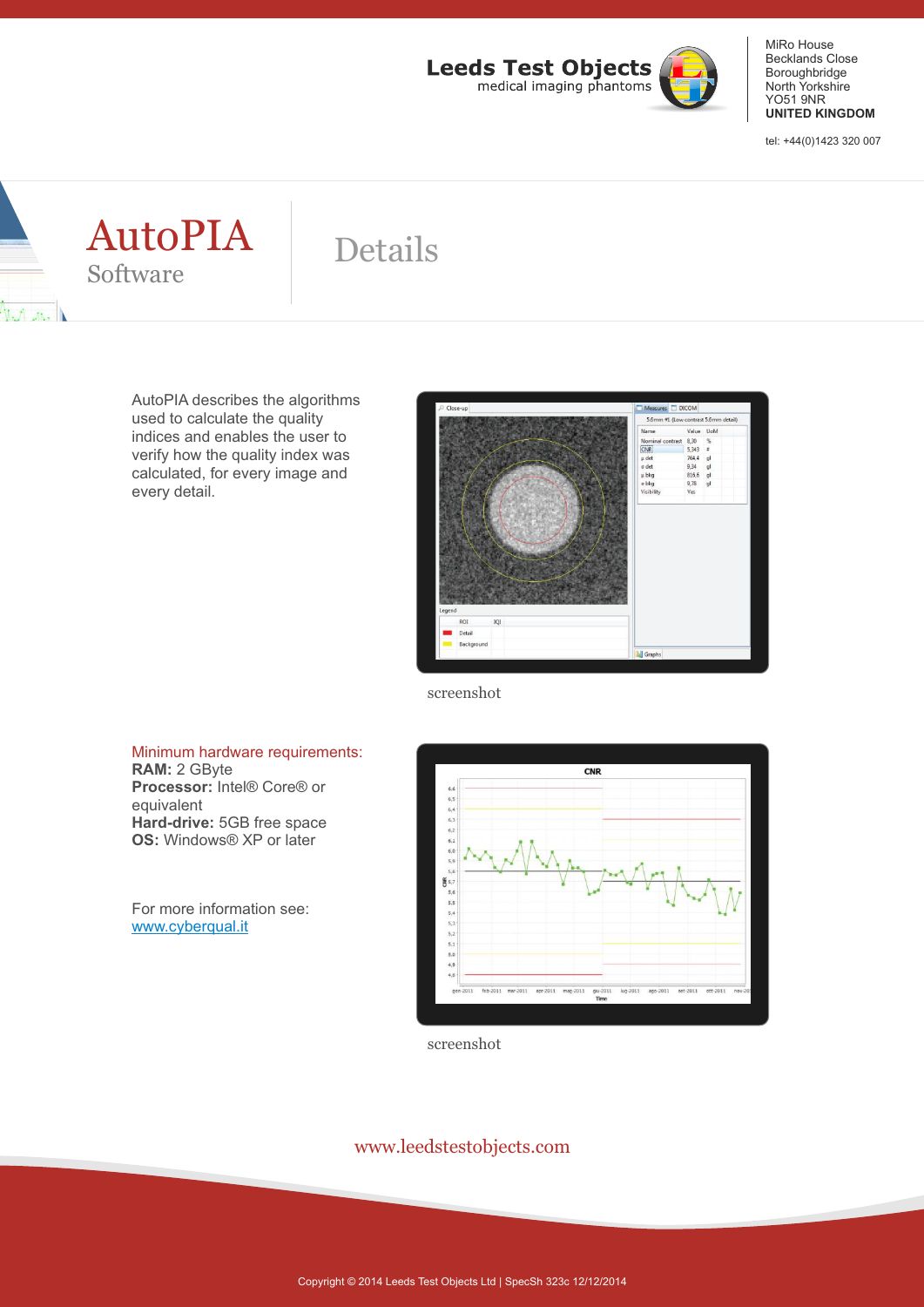Leeds Test Objects
medical imaging phantoms

MiRo House
Becklands Close
Boroughbridge
North Yorkshire
YO51 9NR
**UNITED KINGDOM**

tel: +44(0)1423 320 007

# AutoPIA
## Software

## Details

AutoPIA describes the algorithms used to calculate the quality indices and enables the user to verify how the quality index was calculated, for every image and every detail.

screenshot

Minimum hardware requirements:
**RAM:** 2 GByte
**Processor:** Intel® Core® or equivalent
**Hard-drive:** 5GB free space
**OS:** Windows® XP or later

For more information see:
[www.cyberqual.it](http://www.cyberqual.it)

screenshot

www.leedstestobjects.com

Copyright © 2014 Leeds Test Objects Ltd | SpecSh 323c 12/12/2014